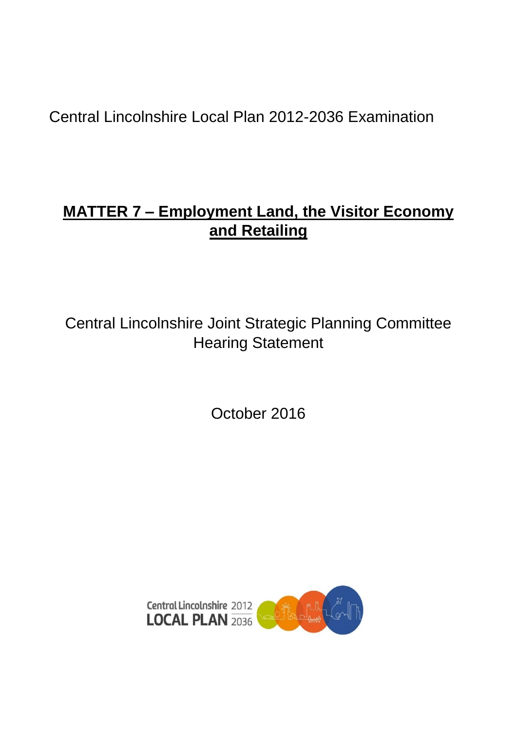Central Lincolnshire Local Plan 2012-2036 Examination

# **MATTER 7 – Employment Land, the Visitor Economy and Retailing**

Central Lincolnshire Joint Strategic Planning Committee
Hearing Statement

October 2016

Central Lincolnshire 2012
LOCAL PLAN 2036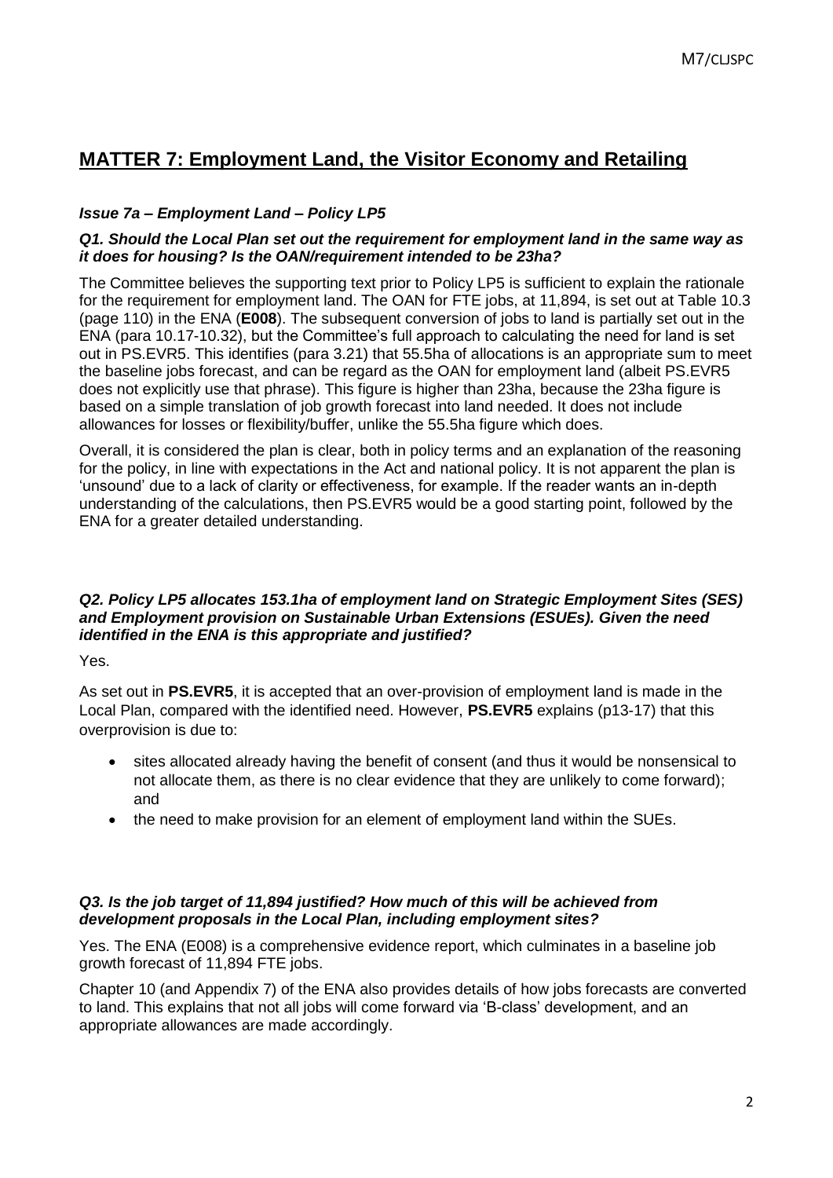# MATTER 7: Employment Land, the Visitor Economy and Retailing

### *Issue 7a – Employment Land – Policy LP5*

***Q1. Should the Local Plan set out the requirement for employment land in the same way as it does for housing? Is the OAN/requirement intended to be 23ha?***

The Committee believes the supporting text prior to Policy LP5 is sufficient to explain the rationale for the requirement for employment land. The OAN for FTE jobs, at 11,894, is set out at Table 10.3 (page 110) in the ENA (**E008**). The subsequent conversion of jobs to land is partially set out in the ENA (para 10.17-10.32), but the Committee's full approach to calculating the need for land is set out in PS.EVR5. This identifies (para 3.21) that 55.5ha of allocations is an appropriate sum to meet the baseline jobs forecast, and can be regard as the OAN for employment land (albeit PS.EVR5 does not explicitly use that phrase). This figure is higher than 23ha, because the 23ha figure is based on a simple translation of job growth forecast into land needed. It does not include allowances for losses or flexibility/buffer, unlike the 55.5ha figure which does.

Overall, it is considered the plan is clear, both in policy terms and an explanation of the reasoning for the policy, in line with expectations in the Act and national policy. It is not apparent the plan is 'unsound' due to a lack of clarity or effectiveness, for example. If the reader wants an in-depth understanding of the calculations, then PS.EVR5 would be a good starting point, followed by the ENA for a greater detailed understanding.

***Q2. Policy LP5 allocates 153.1ha of employment land on Strategic Employment Sites (SES) and Employment provision on Sustainable Urban Extensions (ESUEs). Given the need identified in the ENA is this appropriate and justified?***

Yes.

As set out in **PS.EVR5**, it is accepted that an over-provision of employment land is made in the Local Plan, compared with the identified need. However, **PS.EVR5** explains (p13-17) that this overprovision is due to:

- sites allocated already having the benefit of consent (and thus it would be nonsensical to not allocate them, as there is no clear evidence that they are unlikely to come forward); and
- the need to make provision for an element of employment land within the SUEs.

***Q3. Is the job target of 11,894 justified? How much of this will be achieved from development proposals in the Local Plan, including employment sites?***

Yes. The ENA (E008) is a comprehensive evidence report, which culminates in a baseline job growth forecast of 11,894 FTE jobs.

Chapter 10 (and Appendix 7) of the ENA also provides details of how jobs forecasts are converted to land. This explains that not all jobs will come forward via 'B-class' development, and an appropriate allowances are made accordingly.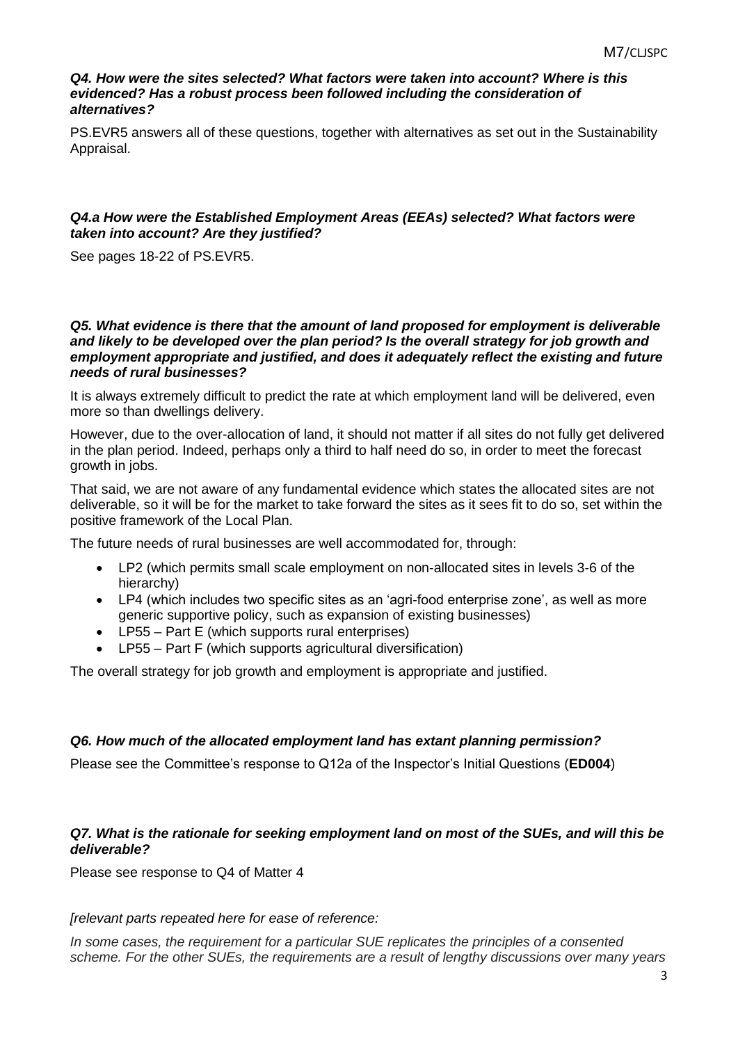***Q4. How were the sites selected? What factors were taken into account? Where is this evidenced? Has a robust process been followed including the consideration of alternatives?***

PS.EVR5 answers all of these questions, together with alternatives as set out in the Sustainability Appraisal.

***Q4.a How were the Established Employment Areas (EEAs) selected? What factors were taken into account? Are they justified?***

See pages 18-22 of PS.EVR5.

***Q5. What evidence is there that the amount of land proposed for employment is deliverable and likely to be developed over the plan period? Is the overall strategy for job growth and employment appropriate and justified, and does it adequately reflect the existing and future needs of rural businesses?***

It is always extremely difficult to predict the rate at which employment land will be delivered, even more so than dwellings delivery.

However, due to the over-allocation of land, it should not matter if all sites do not fully get delivered in the plan period. Indeed, perhaps only a third to half need do so, in order to meet the forecast growth in jobs.

That said, we are not aware of any fundamental evidence which states the allocated sites are not deliverable, so it will be for the market to take forward the sites as it sees fit to do so, set within the positive framework of the Local Plan.

The future needs of rural businesses are well accommodated for, through:

- LP2 (which permits small scale employment on non-allocated sites in levels 3-6 of the hierarchy)
- LP4 (which includes two specific sites as an 'agri-food enterprise zone', as well as more generic supportive policy, such as expansion of existing businesses)
- LP55 – Part E (which supports rural enterprises)
- LP55 – Part F (which supports agricultural diversification)

The overall strategy for job growth and employment is appropriate and justified.

***Q6. How much of the allocated employment land has extant planning permission?***

Please see the Committee's response to Q12a of the Inspector's Initial Questions (**ED004**)

***Q7. What is the rationale for seeking employment land on most of the SUEs, and will this be deliverable?***

Please see response to Q4 of Matter 4

*[relevant parts repeated here for ease of reference:*

*In some cases, the requirement for a particular SUE replicates the principles of a consented scheme. For the other SUEs, the requirements are a result of lengthy discussions over many years*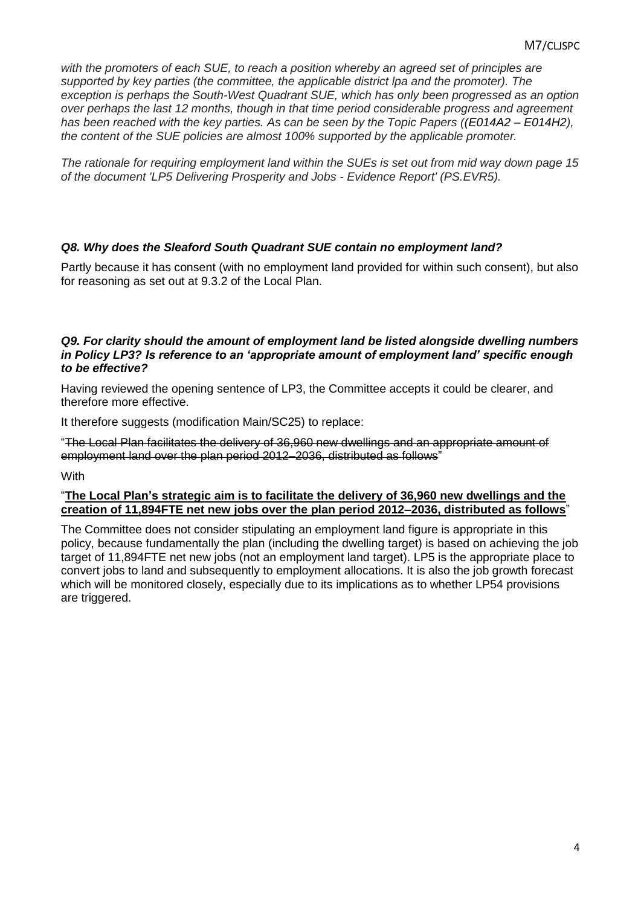*with the promoters of each SUE, to reach a position whereby an agreed set of principles are supported by key parties (the committee, the applicable district lpa and the promoter). The exception is perhaps the South-West Quadrant SUE, which has only been progressed as an option over perhaps the last 12 months, though in that time period considerable progress and agreement has been reached with the key parties. As can be seen by the Topic Papers ((E014A2 – E014H2), the content of the SUE policies are almost 100% supported by the applicable promoter.*

*The rationale for requiring employment land within the SUEs is set out from mid way down page 15 of the document 'LP5 Delivering Prosperity and Jobs - Evidence Report' (PS.EVR5).*

### *Q8. Why does the Sleaford South Quadrant SUE contain no employment land?*

Partly because it has consent (with no employment land provided for within such consent), but also for reasoning as set out at 9.3.2 of the Local Plan.

### *Q9. For clarity should the amount of employment land be listed alongside dwelling numbers in Policy LP3? Is reference to an 'appropriate amount of employment land' specific enough to be effective?*

Having reviewed the opening sentence of LP3, the Committee accepts it could be clearer, and therefore more effective.

It therefore suggests (modification Main/SC25) to replace:

"~~The Local Plan facilitates the delivery of 36,960 new dwellings and an appropriate amount of employment land over the plan period 2012–2036, distributed as follows~~"

With

"**<u>The Local Plan's strategic aim is to facilitate the delivery of 36,960 new dwellings and the creation of 11,894FTE net new jobs over the plan period 2012–2036, distributed as follows</u>**"

The Committee does not consider stipulating an employment land figure is appropriate in this policy, because fundamentally the plan (including the dwelling target) is based on achieving the job target of 11,894FTE net new jobs (not an employment land target). LP5 is the appropriate place to convert jobs to land and subsequently to employment allocations. It is also the job growth forecast which will be monitored closely, especially due to its implications as to whether LP54 provisions are triggered.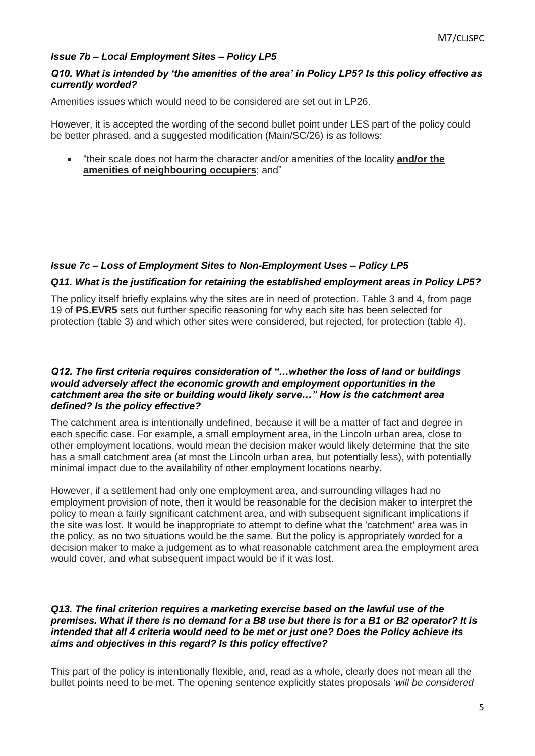### *Issue 7b – Local Employment Sites – Policy LP5*

***Q10. What is intended by 'the amenities of the area' in Policy LP5? Is this policy effective as currently worded?***

Amenities issues which would need to be considered are set out in LP26.

However, it is accepted the wording of the second bullet point under LES part of the policy could be better phrased, and a suggested modification (Main/SC/26) is as follows:

- "their scale does not harm the character ~~and/or amenities~~ of the locality **and/or the amenities of neighbouring occupiers**; and"

### *Issue 7c – Loss of Employment Sites to Non-Employment Uses – Policy LP5*

***Q11. What is the justification for retaining the established employment areas in Policy LP5?***

The policy itself briefly explains why the sites are in need of protection. Table 3 and 4, from page 19 of **PS.EVR5** sets out further specific reasoning for why each site has been selected for protection (table 3) and which other sites were considered, but rejected, for protection (table 4).

***Q12. The first criteria requires consideration of "…whether the loss of land or buildings would adversely affect the economic growth and employment opportunities in the catchment area the site or building would likely serve…" How is the catchment area defined? Is the policy effective?***

The catchment area is intentionally undefined, because it will be a matter of fact and degree in each specific case. For example, a small employment area, in the Lincoln urban area, close to other employment locations, would mean the decision maker would likely determine that the site has a small catchment area (at most the Lincoln urban area, but potentially less), with potentially minimal impact due to the availability of other employment locations nearby.

However, if a settlement had only one employment area, and surrounding villages had no employment provision of note, then it would be reasonable for the decision maker to interpret the policy to mean a fairly significant catchment area, and with subsequent significant implications if the site was lost. It would be inappropriate to attempt to define what the 'catchment' area was in the policy, as no two situations would be the same. But the policy is appropriately worded for a decision maker to make a judgement as to what reasonable catchment area the employment area would cover, and what subsequent impact would be if it was lost.

***Q13. The final criterion requires a marketing exercise based on the lawful use of the premises. What if there is no demand for a B8 use but there is for a B1 or B2 operator? It is intended that all 4 criteria would need to be met or just one? Does the Policy achieve its aims and objectives in this regard? Is this policy effective?***

This part of the policy is intentionally flexible, and, read as a whole, clearly does not mean all the bullet points need to be met. The opening sentence explicitly states proposals '*will be considered*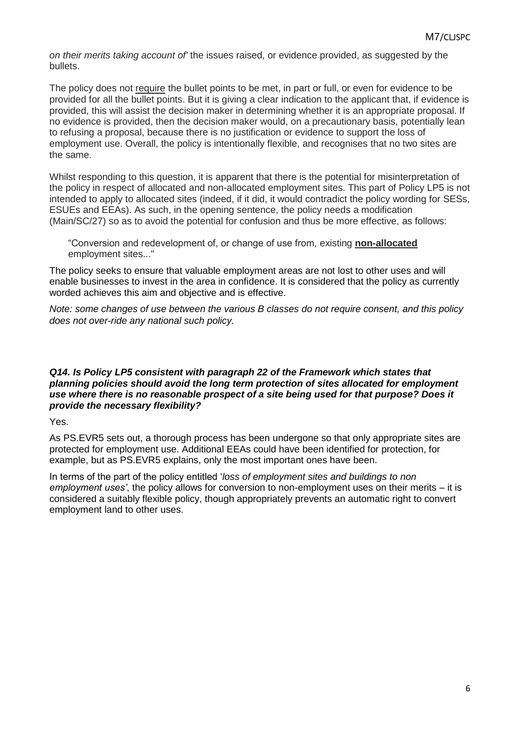*on their merits taking account of'* the issues raised, or evidence provided, as suggested by the bullets.

The policy does not <u>require</u> the bullet points to be met, in part or full, or even for evidence to be provided for all the bullet points. But it is giving a clear indication to the applicant that, if evidence is provided, this will assist the decision maker in determining whether it is an appropriate proposal. If no evidence is provided, then the decision maker would, on a precautionary basis, potentially lean to refusing a proposal, because there is no justification or evidence to support the loss of employment use. Overall, the policy is intentionally flexible, and recognises that no two sites are the same.

Whilst responding to this question, it is apparent that there is the potential for misinterpretation of the policy in respect of allocated and non-allocated employment sites. This part of Policy LP5 is not intended to apply to allocated sites (indeed, if it did, it would contradict the policy wording for SESs, ESUEs and EEAs). As such, in the opening sentence, the policy needs a modification (Main/SC/27) so as to avoid the potential for confusion and thus be more effective, as follows:

> "Conversion and redevelopment of, or change of use from, existing <u>**non-allocated**</u> employment sites..."

The policy seeks to ensure that valuable employment areas are not lost to other uses and will enable businesses to invest in the area in confidence. It is considered that the policy as currently worded achieves this aim and objective and is effective.

*Note: some changes of use between the various B classes do not require consent, and this policy does not over-ride any national such policy.*

***Q14. Is Policy LP5 consistent with paragraph 22 of the Framework which states that planning policies should avoid the long term protection of sites allocated for employment use where there is no reasonable prospect of a site being used for that purpose? Does it provide the necessary flexibility?***

Yes.

As PS.EVR5 sets out, a thorough process has been undergone so that only appropriate sites are protected for employment use. Additional EEAs could have been identified for protection, for example, but as PS.EVR5 explains, only the most important ones have been.

In terms of the part of the policy entitled '*loss of employment sites and buildings to non employment uses'*, the policy allows for conversion to non-employment uses on their merits – it is considered a suitably flexible policy, though appropriately prevents an automatic right to convert employment land to other uses.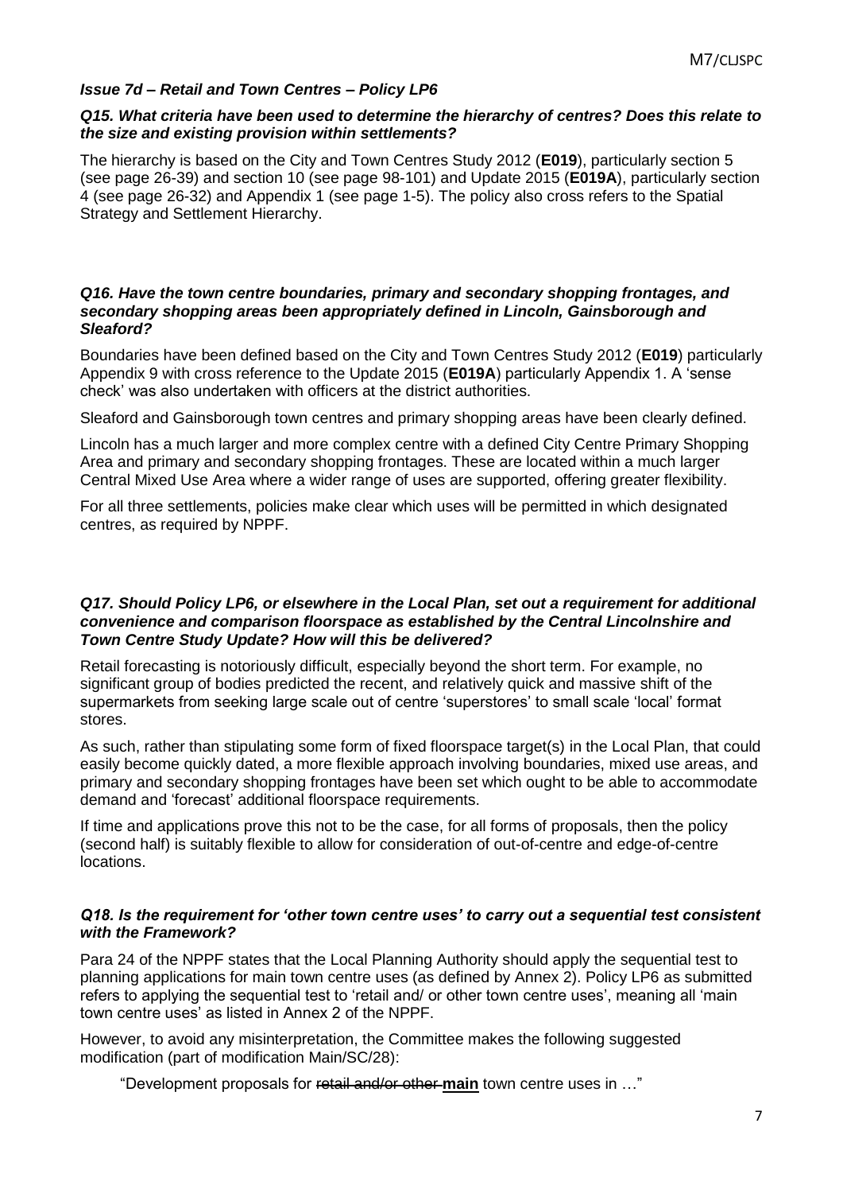### *Issue 7d – Retail and Town Centres – Policy LP6*

***Q15. What criteria have been used to determine the hierarchy of centres? Does this relate to the size and existing provision within settlements?***

The hierarchy is based on the City and Town Centres Study 2012 (**E019**), particularly section 5 (see page 26-39) and section 10 (see page 98-101) and Update 2015 (**E019A**), particularly section 4 (see page 26-32) and Appendix 1 (see page 1-5). The policy also cross refers to the Spatial Strategy and Settlement Hierarchy.

***Q16. Have the town centre boundaries, primary and secondary shopping frontages, and secondary shopping areas been appropriately defined in Lincoln, Gainsborough and Sleaford?***

Boundaries have been defined based on the City and Town Centres Study 2012 (**E019**) particularly Appendix 9 with cross reference to the Update 2015 (**E019A**) particularly Appendix 1. A 'sense check' was also undertaken with officers at the district authorities.

Sleaford and Gainsborough town centres and primary shopping areas have been clearly defined.

Lincoln has a much larger and more complex centre with a defined City Centre Primary Shopping Area and primary and secondary shopping frontages. These are located within a much larger Central Mixed Use Area where a wider range of uses are supported, offering greater flexibility.

For all three settlements, policies make clear which uses will be permitted in which designated centres, as required by NPPF.

***Q17. Should Policy LP6, or elsewhere in the Local Plan, set out a requirement for additional convenience and comparison floorspace as established by the Central Lincolnshire and Town Centre Study Update? How will this be delivered?***

Retail forecasting is notoriously difficult, especially beyond the short term. For example, no significant group of bodies predicted the recent, and relatively quick and massive shift of the supermarkets from seeking large scale out of centre 'superstores' to small scale 'local' format stores.

As such, rather than stipulating some form of fixed floorspace target(s) in the Local Plan, that could easily become quickly dated, a more flexible approach involving boundaries, mixed use areas, and primary and secondary shopping frontages have been set which ought to be able to accommodate demand and 'forecast' additional floorspace requirements.

If time and applications prove this not to be the case, for all forms of proposals, then the policy (second half) is suitably flexible to allow for consideration of out-of-centre and edge-of-centre locations.

***Q18. Is the requirement for 'other town centre uses' to carry out a sequential test consistent with the Framework?***

Para 24 of the NPPF states that the Local Planning Authority should apply the sequential test to planning applications for main town centre uses (as defined by Annex 2). Policy LP6 as submitted refers to applying the sequential test to 'retail and/ or other town centre uses', meaning all 'main town centre uses' as listed in Annex 2 of the NPPF.

However, to avoid any misinterpretation, the Committee makes the following suggested modification (part of modification Main/SC/28):

> "Development proposals for ~~retail and/or other~~ **main** town centre uses in …"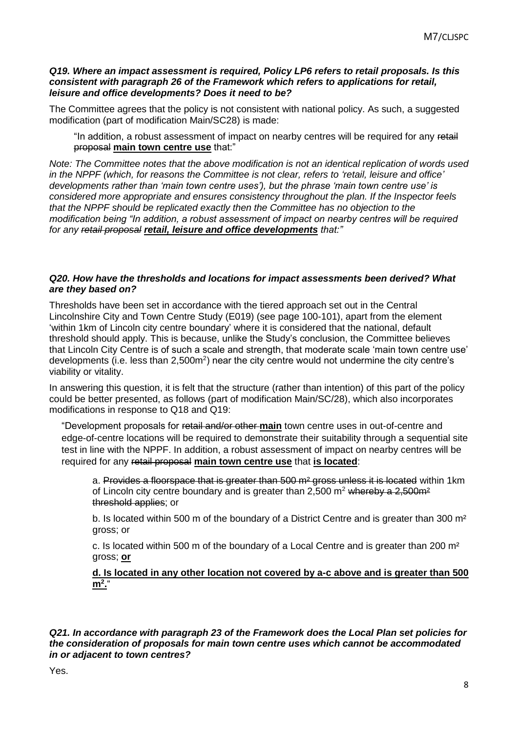***Q19. Where an impact assessment is required, Policy LP6 refers to retail proposals. Is this consistent with paragraph 26 of the Framework which refers to applications for retail, leisure and office developments? Does it need to be?***

The Committee agrees that the policy is not consistent with national policy. As such, a suggested modification (part of modification Main/SC28) is made:

> "In addition, a robust assessment of impact on nearby centres will be required for any ~~retail proposal~~ **main town centre use** that:"

*Note: The Committee notes that the above modification is not an identical replication of words used in the NPPF (which, for reasons the Committee is not clear, refers to 'retail, leisure and office' developments rather than 'main town centre uses'), but the phrase 'main town centre use' is considered more appropriate and ensures consistency throughout the plan. If the Inspector feels that the NPPF should be replicated exactly then the Committee has no objection to the modification being "In addition, a robust assessment of impact on nearby centres will be required for any ~~retail proposal~~ **retail, leisure and office developments** that:"*

***Q20. How have the thresholds and locations for impact assessments been derived? What are they based on?***

Thresholds have been set in accordance with the tiered approach set out in the Central Lincolnshire City and Town Centre Study (E019) (see page 100-101), apart from the element 'within 1km of Lincoln city centre boundary' where it is considered that the national, default threshold should apply. This is because, unlike the Study's conclusion, the Committee believes that Lincoln City Centre is of such a scale and strength, that moderate scale 'main town centre use' developments (i.e. less than 2,500m$^2$) near the city centre would not undermine the city centre's viability or vitality.

In answering this question, it is felt that the structure (rather than intention) of this part of the policy could be better presented, as follows (part of modification Main/SC/28), which also incorporates modifications in response to Q18 and Q19:

> "Development proposals for ~~retail and/or other~~ **main** town centre uses in out-of-centre and edge-of-centre locations will be required to demonstrate their suitability through a sequential site test in line with the NPPF. In addition, a robust assessment of impact on nearby centres will be required for any ~~retail proposal~~ **main town centre use** that **is located**:
>
> a. ~~Provides a floorspace that is greater than 500 m² gross unless it is located~~ within 1km of Lincoln city centre boundary and is greater than 2,500 m$^2$ ~~whereby a 2,500m² threshold applies~~; or
>
> b. Is located within 500 m of the boundary of a District Centre and is greater than 300 m² gross; or
>
> c. Is located within 500 m of the boundary of a Local Centre and is greater than 200 m² gross; **or**
>
> **d. Is located in any other location not covered by a-c above and is greater than 500 m$^2$.**"

***Q21. In accordance with paragraph 23 of the Framework does the Local Plan set policies for the consideration of proposals for main town centre uses which cannot be accommodated in or adjacent to town centres?***

Yes.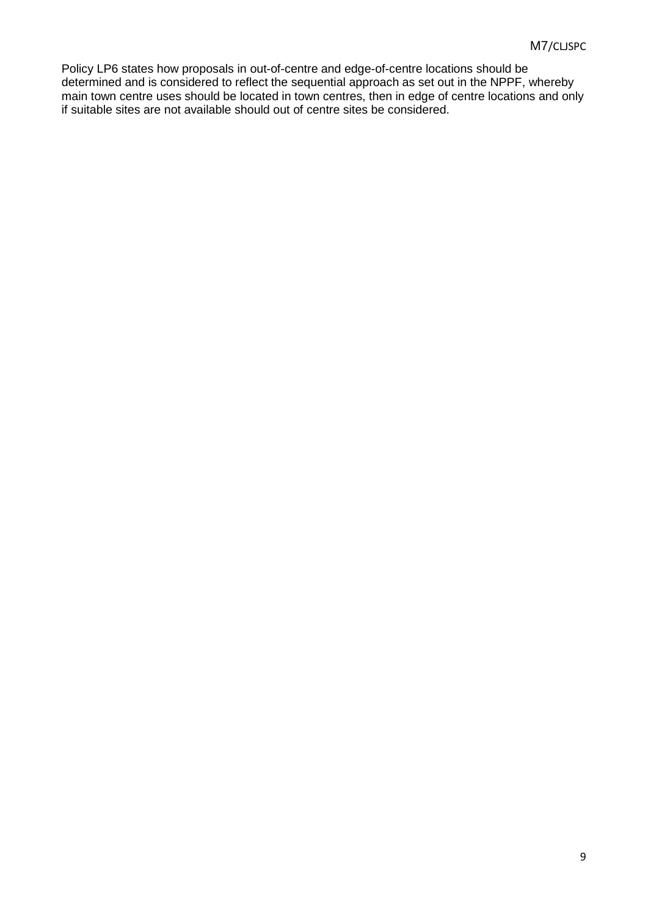Policy LP6 states how proposals in out-of-centre and edge-of-centre locations should be determined and is considered to reflect the sequential approach as set out in the NPPF, whereby main town centre uses should be located in town centres, then in edge of centre locations and only if suitable sites are not available should out of centre sites be considered.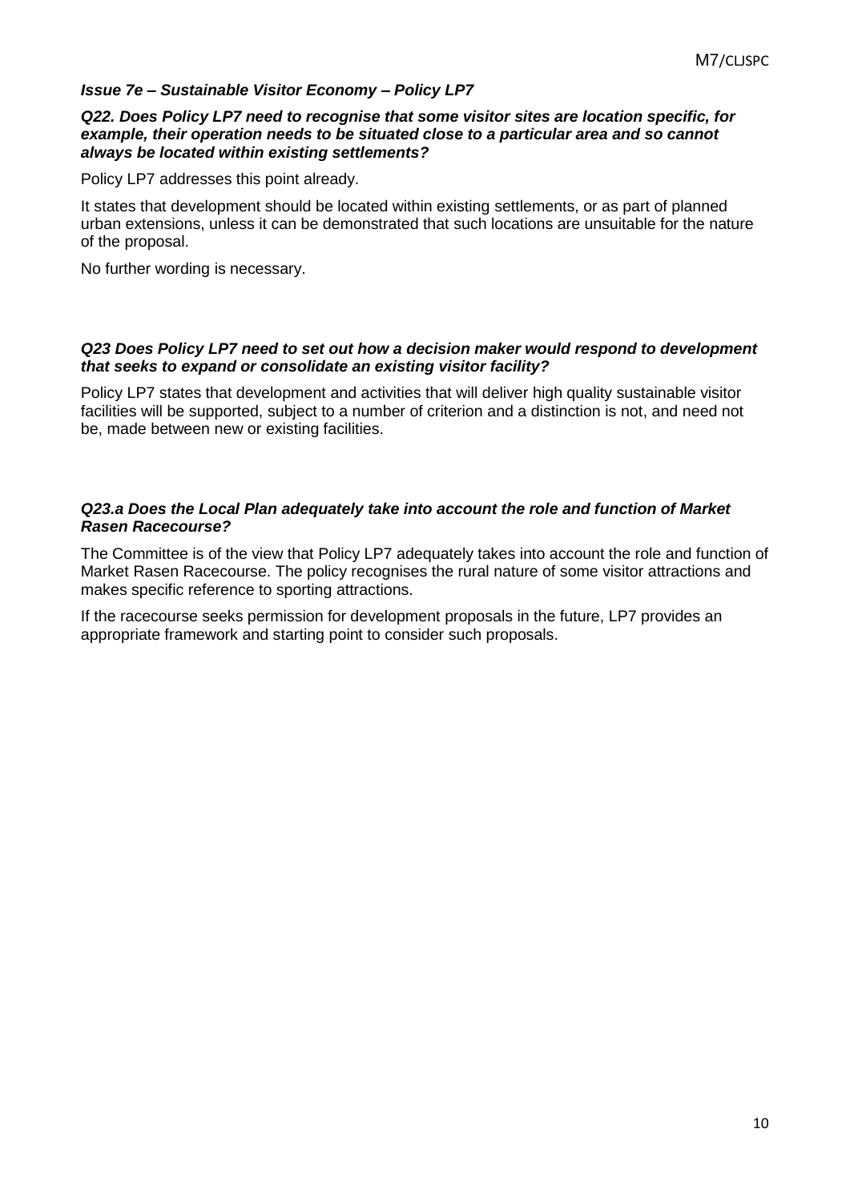### *Issue 7e – Sustainable Visitor Economy – Policy LP7*

***Q22. Does Policy LP7 need to recognise that some visitor sites are location specific, for example, their operation needs to be situated close to a particular area and so cannot always be located within existing settlements?***

Policy LP7 addresses this point already.

It states that development should be located within existing settlements, or as part of planned urban extensions, unless it can be demonstrated that such locations are unsuitable for the nature of the proposal.

No further wording is necessary.

***Q23 Does Policy LP7 need to set out how a decision maker would respond to development that seeks to expand or consolidate an existing visitor facility?***

Policy LP7 states that development and activities that will deliver high quality sustainable visitor facilities will be supported, subject to a number of criterion and a distinction is not, and need not be, made between new or existing facilities.

***Q23.a Does the Local Plan adequately take into account the role and function of Market Rasen Racecourse?***

The Committee is of the view that Policy LP7 adequately takes into account the role and function of Market Rasen Racecourse. The policy recognises the rural nature of some visitor attractions and makes specific reference to sporting attractions.

If the racecourse seeks permission for development proposals in the future, LP7 provides an appropriate framework and starting point to consider such proposals.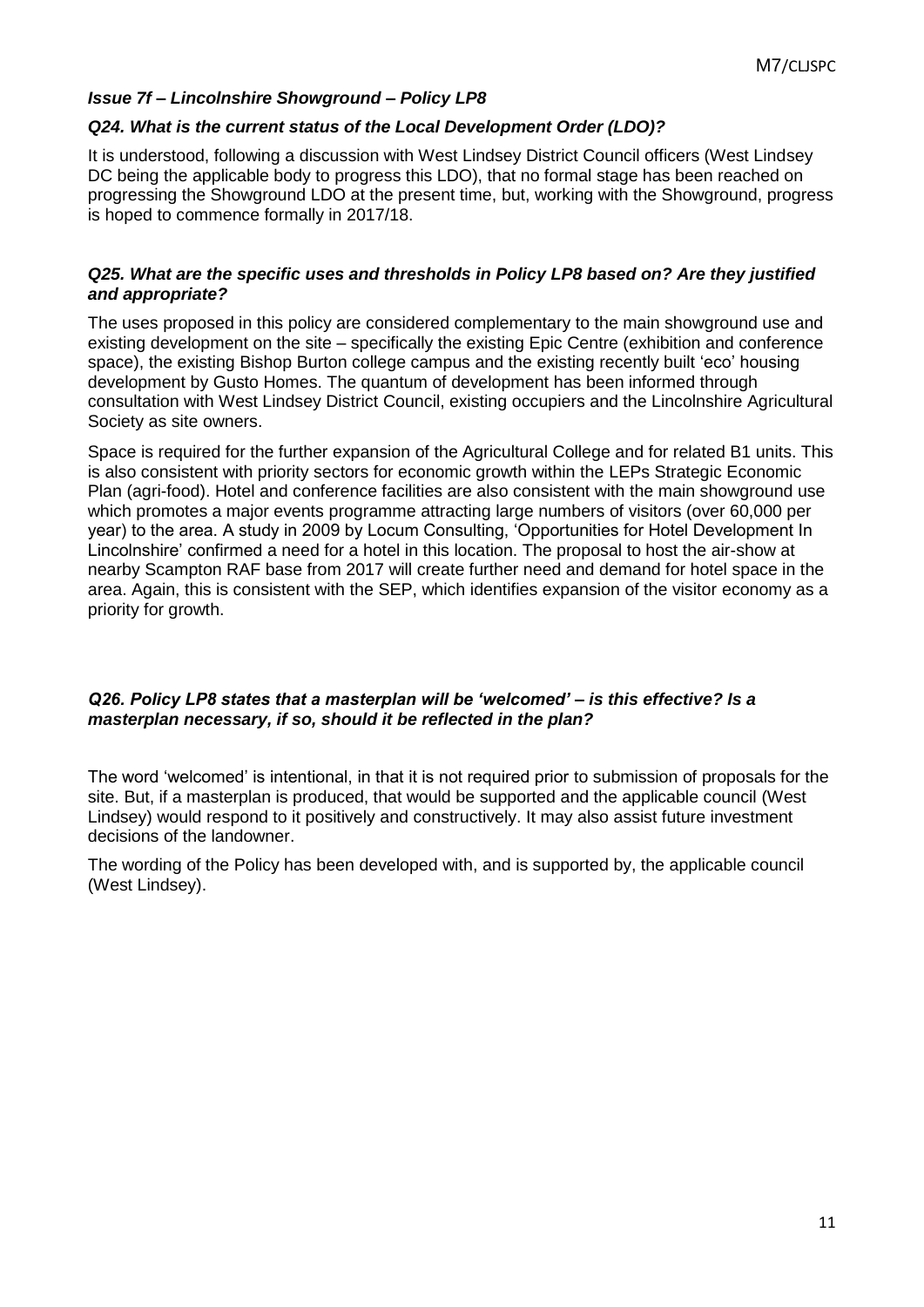### *Issue 7f – Lincolnshire Showground – Policy LP8*

#### *Q24. What is the current status of the Local Development Order (LDO)?*

It is understood, following a discussion with West Lindsey District Council officers (West Lindsey DC being the applicable body to progress this LDO), that no formal stage has been reached on progressing the Showground LDO at the present time, but, working with the Showground, progress is hoped to commence formally in 2017/18.

#### *Q25. What are the specific uses and thresholds in Policy LP8 based on? Are they justified and appropriate?*

The uses proposed in this policy are considered complementary to the main showground use and existing development on the site – specifically the existing Epic Centre (exhibition and conference space), the existing Bishop Burton college campus and the existing recently built 'eco' housing development by Gusto Homes. The quantum of development has been informed through consultation with West Lindsey District Council, existing occupiers and the Lincolnshire Agricultural Society as site owners.

Space is required for the further expansion of the Agricultural College and for related B1 units. This is also consistent with priority sectors for economic growth within the LEPs Strategic Economic Plan (agri-food). Hotel and conference facilities are also consistent with the main showground use which promotes a major events programme attracting large numbers of visitors (over 60,000 per year) to the area. A study in 2009 by Locum Consulting, 'Opportunities for Hotel Development In Lincolnshire' confirmed a need for a hotel in this location. The proposal to host the air-show at nearby Scampton RAF base from 2017 will create further need and demand for hotel space in the area. Again, this is consistent with the SEP, which identifies expansion of the visitor economy as a priority for growth.

#### *Q26. Policy LP8 states that a masterplan will be 'welcomed' – is this effective? Is a masterplan necessary, if so, should it be reflected in the plan?*

The word 'welcomed' is intentional, in that it is not required prior to submission of proposals for the site. But, if a masterplan is produced, that would be supported and the applicable council (West Lindsey) would respond to it positively and constructively. It may also assist future investment decisions of the landowner.

The wording of the Policy has been developed with, and is supported by, the applicable council (West Lindsey).